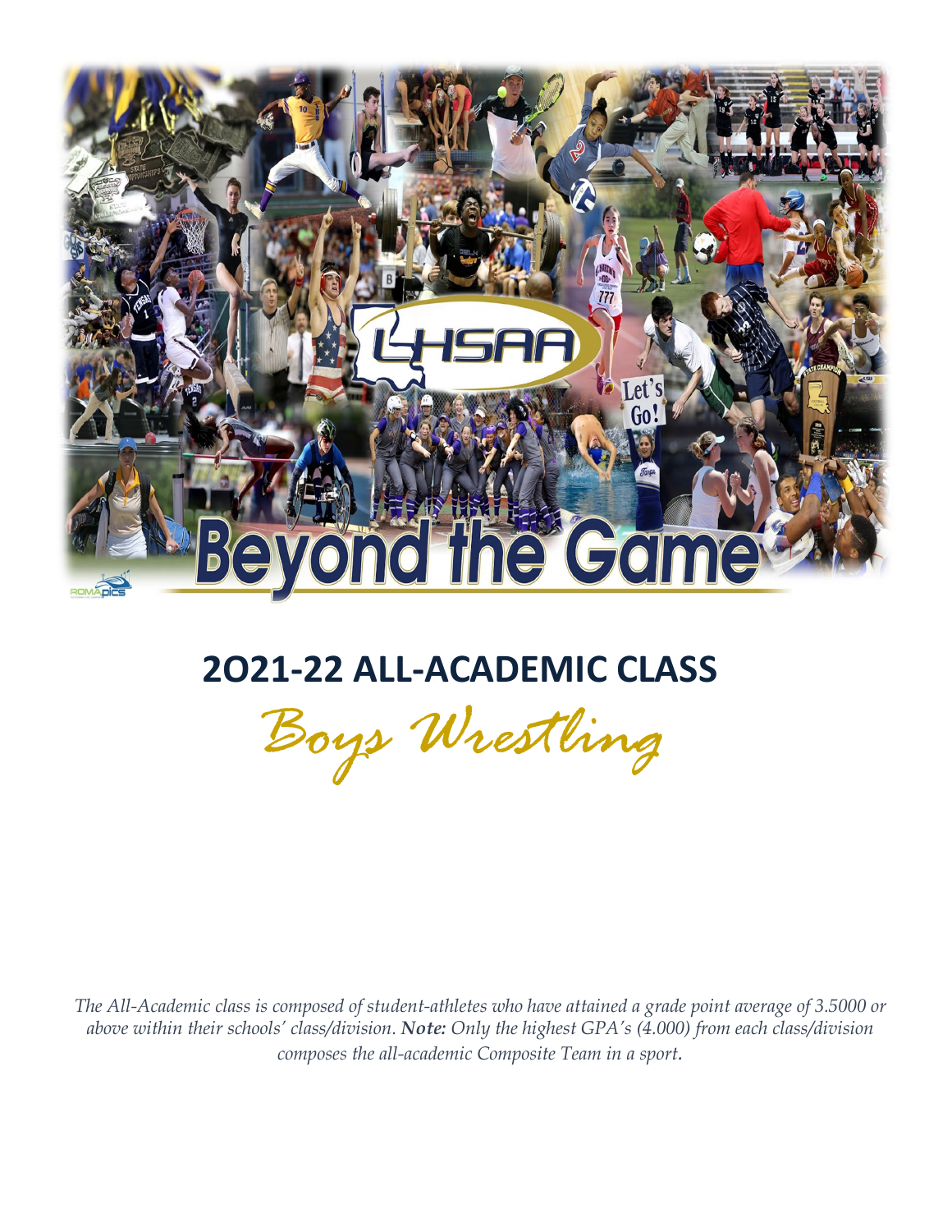# 2O21-22 ALL-ACADEMIC CLASS

## *Boys Wrestling*

*The All-Academic class is composed of student-athletes who have attained a grade point average of 3.5000 or above within their schools' class/division.* ***Note:*** *Only the highest GPA's (4.000) from each class/division composes the all-academic Composite Team in a sport.*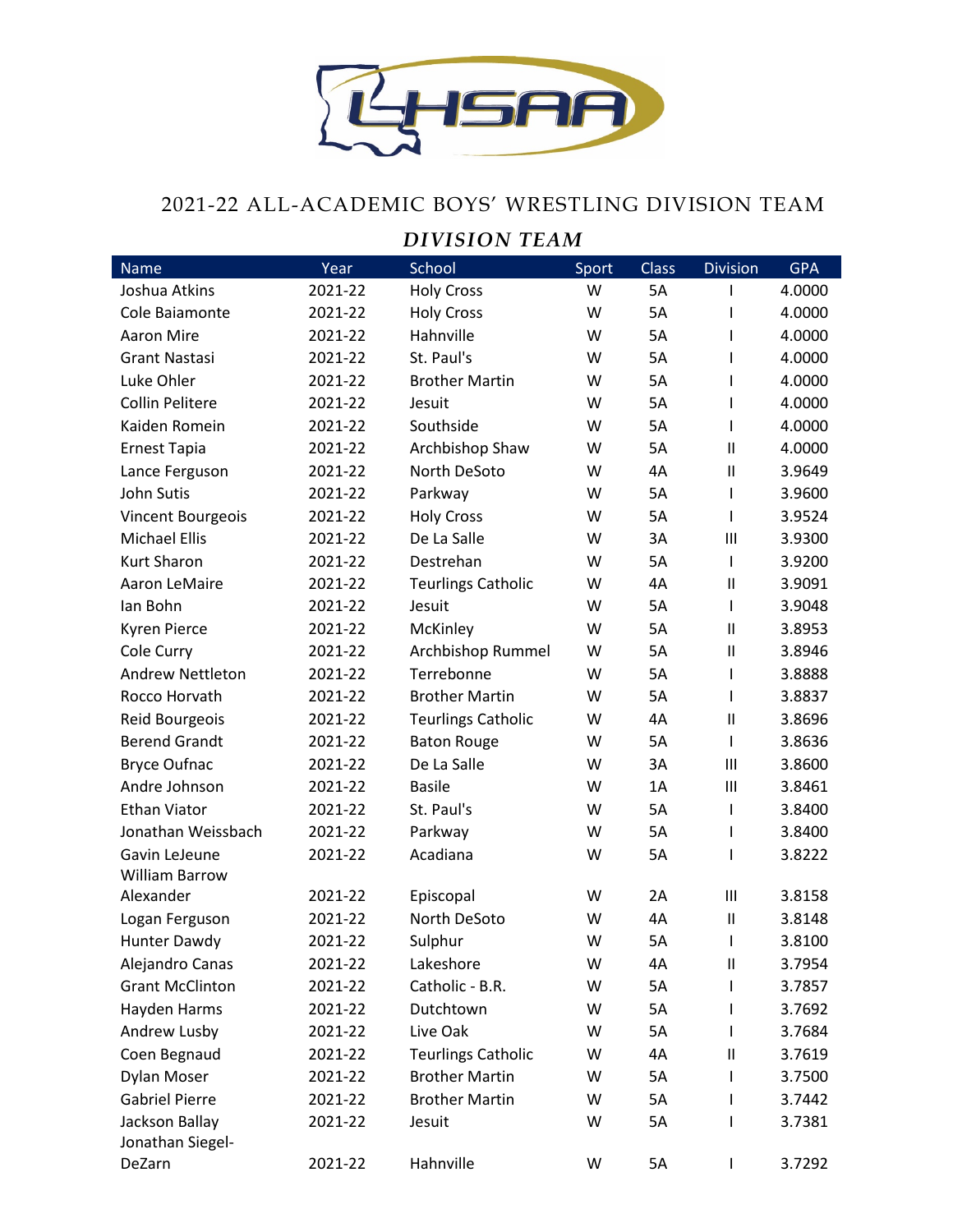## 2021-22 ALL-ACADEMIC BOYS' WRESTLING DIVISION TEAM

### *DIVISION TEAM*

| Name | Year | School | Sport | Class | Division | GPA |
|---|---|---|---|---|---|---|
| Joshua Atkins | 2021-22 | Holy Cross | W | 5A | I | 4.0000 |
| Cole Baiamonte | 2021-22 | Holy Cross | W | 5A | I | 4.0000 |
| Aaron Mire | 2021-22 | Hahnville | W | 5A | I | 4.0000 |
| Grant Nastasi | 2021-22 | St. Paul's | W | 5A | I | 4.0000 |
| Luke Ohler | 2021-22 | Brother Martin | W | 5A | I | 4.0000 |
| Collin Pelitere | 2021-22 | Jesuit | W | 5A | I | 4.0000 |
| Kaiden Romein | 2021-22 | Southside | W | 5A | I | 4.0000 |
| Ernest Tapia | 2021-22 | Archbishop Shaw | W | 5A | II | 4.0000 |
| Lance Ferguson | 2021-22 | North DeSoto | W | 4A | II | 3.9649 |
| John Sutis | 2021-22 | Parkway | W | 5A | I | 3.9600 |
| Vincent Bourgeois | 2021-22 | Holy Cross | W | 5A | I | 3.9524 |
| Michael Ellis | 2021-22 | De La Salle | W | 3A | III | 3.9300 |
| Kurt Sharon | 2021-22 | Destrehan | W | 5A | I | 3.9200 |
| Aaron LeMaire | 2021-22 | Teurlings Catholic | W | 4A | II | 3.9091 |
| Ian Bohn | 2021-22 | Jesuit | W | 5A | I | 3.9048 |
| Kyren Pierce | 2021-22 | McKinley | W | 5A | II | 3.8953 |
| Cole Curry | 2021-22 | Archbishop Rummel | W | 5A | II | 3.8946 |
| Andrew Nettleton | 2021-22 | Terrebonne | W | 5A | I | 3.8888 |
| Rocco Horvath | 2021-22 | Brother Martin | W | 5A | I | 3.8837 |
| Reid Bourgeois | 2021-22 | Teurlings Catholic | W | 4A | II | 3.8696 |
| Berend Grandt | 2021-22 | Baton Rouge | W | 5A | I | 3.8636 |
| Bryce Oufnac | 2021-22 | De La Salle | W | 3A | III | 3.8600 |
| Andre Johnson | 2021-22 | Basile | W | 1A | III | 3.8461 |
| Ethan Viator | 2021-22 | St. Paul's | W | 5A | I | 3.8400 |
| Jonathan Weissbach | 2021-22 | Parkway | W | 5A | I | 3.8400 |
| Gavin LeJeune | 2021-22 | Acadiana | W | 5A | I | 3.8222 |
| William Barrow Alexander | 2021-22 | Episcopal | W | 2A | III | 3.8158 |
| Logan Ferguson | 2021-22 | North DeSoto | W | 4A | II | 3.8148 |
| Hunter Dawdy | 2021-22 | Sulphur | W | 5A | I | 3.8100 |
| Alejandro Canas | 2021-22 | Lakeshore | W | 4A | II | 3.7954 |
| Grant McClinton | 2021-22 | Catholic - B.R. | W | 5A | I | 3.7857 |
| Hayden Harms | 2021-22 | Dutchtown | W | 5A | I | 3.7692 |
| Andrew Lusby | 2021-22 | Live Oak | W | 5A | I | 3.7684 |
| Coen Begnaud | 2021-22 | Teurlings Catholic | W | 4A | II | 3.7619 |
| Dylan Moser | 2021-22 | Brother Martin | W | 5A | I | 3.7500 |
| Gabriel Pierre | 2021-22 | Brother Martin | W | 5A | I | 3.7442 |
| Jackson Ballay | 2021-22 | Jesuit | W | 5A | I | 3.7381 |
| Jonathan Siegel-DeZarn | 2021-22 | Hahnville | W | 5A | I | 3.7292 |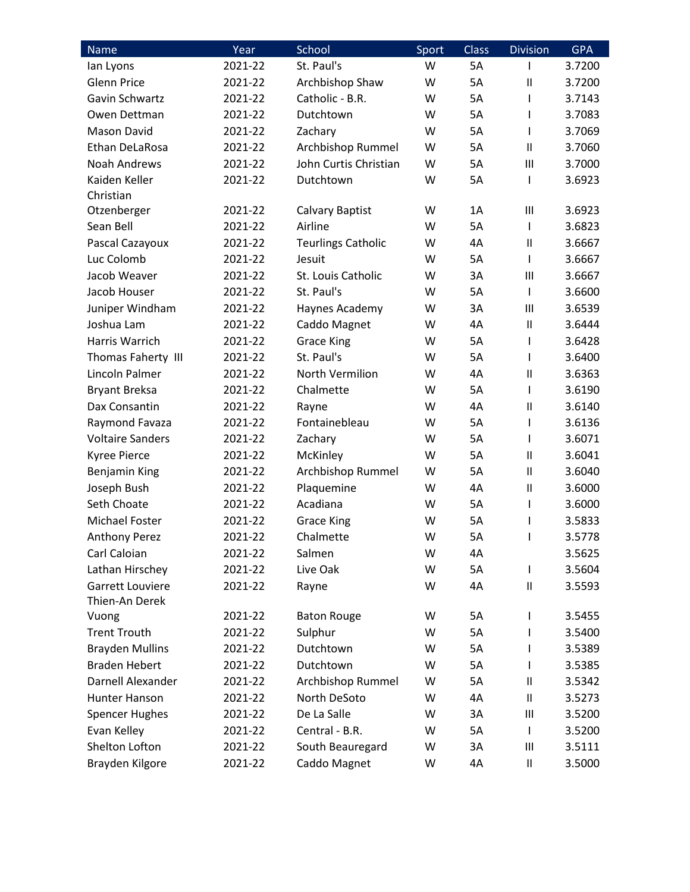| Name | Year | School | Sport | Class | Division | GPA |
|---|---|---|---|---|---|---|
| Ian Lyons | 2021-22 | St. Paul's | W | 5A | I | 3.7200 |
| Glenn Price | 2021-22 | Archbishop Shaw | W | 5A | II | 3.7200 |
| Gavin Schwartz | 2021-22 | Catholic - B.R. | W | 5A | I | 3.7143 |
| Owen Dettman | 2021-22 | Dutchtown | W | 5A | I | 3.7083 |
| Mason David | 2021-22 | Zachary | W | 5A | I | 3.7069 |
| Ethan DeLaRosa | 2021-22 | Archbishop Rummel | W | 5A | II | 3.7060 |
| Noah Andrews | 2021-22 | John Curtis Christian | W | 5A | III | 3.7000 |
| Kaiden Keller | 2021-22 | Dutchtown | W | 5A | I | 3.6923 |
| Christian Otzenberger | 2021-22 | Calvary Baptist | W | 1A | III | 3.6923 |
| Sean Bell | 2021-22 | Airline | W | 5A | I | 3.6823 |
| Pascal Cazayoux | 2021-22 | Teurlings Catholic | W | 4A | II | 3.6667 |
| Luc Colomb | 2021-22 | Jesuit | W | 5A | I | 3.6667 |
| Jacob Weaver | 2021-22 | St. Louis Catholic | W | 3A | III | 3.6667 |
| Jacob Houser | 2021-22 | St. Paul's | W | 5A | I | 3.6600 |
| Juniper Windham | 2021-22 | Haynes Academy | W | 3A | III | 3.6539 |
| Joshua Lam | 2021-22 | Caddo Magnet | W | 4A | II | 3.6444 |
| Harris Warrich | 2021-22 | Grace King | W | 5A | I | 3.6428 |
| Thomas Faherty III | 2021-22 | St. Paul's | W | 5A | I | 3.6400 |
| Lincoln Palmer | 2021-22 | North Vermilion | W | 4A | II | 3.6363 |
| Bryant Breksa | 2021-22 | Chalmette | W | 5A | I | 3.6190 |
| Dax Consantin | 2021-22 | Rayne | W | 4A | II | 3.6140 |
| Raymond Favaza | 2021-22 | Fontainebleau | W | 5A | I | 3.6136 |
| Voltaire Sanders | 2021-22 | Zachary | W | 5A | I | 3.6071 |
| Kyree Pierce | 2021-22 | McKinley | W | 5A | II | 3.6041 |
| Benjamin King | 2021-22 | Archbishop Rummel | W | 5A | II | 3.6040 |
| Joseph Bush | 2021-22 | Plaquemine | W | 4A | II | 3.6000 |
| Seth Choate | 2021-22 | Acadiana | W | 5A | I | 3.6000 |
| Michael Foster | 2021-22 | Grace King | W | 5A | I | 3.5833 |
| Anthony Perez | 2021-22 | Chalmette | W | 5A | I | 3.5778 |
| Carl Caloian | 2021-22 | Salmen | W | 4A | | 3.5625 |
| Lathan Hirschey | 2021-22 | Live Oak | W | 5A | I | 3.5604 |
| Garrett Louviere | 2021-22 | Rayne | W | 4A | II | 3.5593 |
| Thien-An Derek Vuong | 2021-22 | Baton Rouge | W | 5A | I | 3.5455 |
| Trent Trouth | 2021-22 | Sulphur | W | 5A | I | 3.5400 |
| Brayden Mullins | 2021-22 | Dutchtown | W | 5A | I | 3.5389 |
| Braden Hebert | 2021-22 | Dutchtown | W | 5A | I | 3.5385 |
| Darnell Alexander | 2021-22 | Archbishop Rummel | W | 5A | II | 3.5342 |
| Hunter Hanson | 2021-22 | North DeSoto | W | 4A | II | 3.5273 |
| Spencer Hughes | 2021-22 | De La Salle | W | 3A | III | 3.5200 |
| Evan Kelley | 2021-22 | Central - B.R. | W | 5A | I | 3.5200 |
| Shelton Lofton | 2021-22 | South Beauregard | W | 3A | III | 3.5111 |
| Brayden Kilgore | 2021-22 | Caddo Magnet | W | 4A | II | 3.5000 |